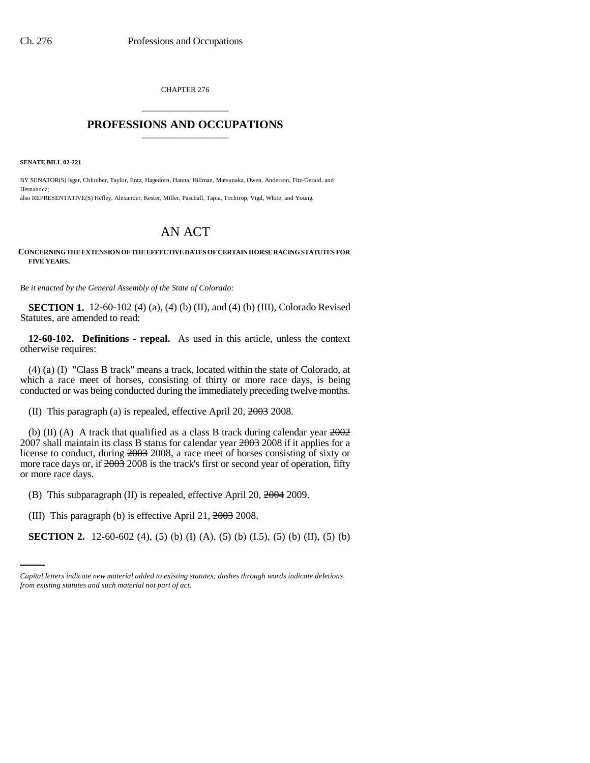CHAPTER 276

# PROFESSIONS AND OCCUPATIONS

**SENATE BILL 02-221**

BY SENATOR(S) Isgar, Chlouber, Taylor, Entz, Hagedorn, Hanna, Hillman, Matsunaka, Owen, Anderson, Fitz-Gerald, and Hernandez;
also REPRESENTATIVE(S) Hefley, Alexander, Kester, Miller, Paschall, Tapia, Tochtrop, Vigil, White, and Young.

# AN ACT

**CONCERNING THE EXTENSION OF THE EFFECTIVE DATES OF CERTAIN HORSE RACING STATUTES FOR FIVE YEARS.**

*Be it enacted by the General Assembly of the State of Colorado:*

**SECTION 1.** 12-60-102 (4) (a), (4) (b) (II), and (4) (b) (III), Colorado Revised Statutes, are amended to read:

**12-60-102. Definitions - repeal.** As used in this article, unless the context otherwise requires:

(4) (a) (I) "Class B track" means a track, located within the state of Colorado, at which a race meet of horses, consisting of thirty or more race days, is being conducted or was being conducted during the immediately preceding twelve months.

(II) This paragraph (a) is repealed, effective April 20, ~~2003~~ 2008.

(b) (II) (A) A track that qualified as a class B track during calendar year ~~2002~~ 2007 shall maintain its class B status for calendar year ~~2003~~ 2008 if it applies for a license to conduct, during ~~2003~~ 2008, a race meet of horses consisting of sixty or more race days or, if ~~2003~~ 2008 is the track's first or second year of operation, fifty or more race days.

(B) This subparagraph (II) is repealed, effective April 20, ~~2004~~ 2009.

(III) This paragraph (b) is effective April 21, ~~2003~~ 2008.

**SECTION 2.** 12-60-602 (4), (5) (b) (I) (A), (5) (b) (I.5), (5) (b) (II), (5) (b)

*Capital letters indicate new material added to existing statutes; dashes through words indicate deletions from existing statutes and such material not part of act.*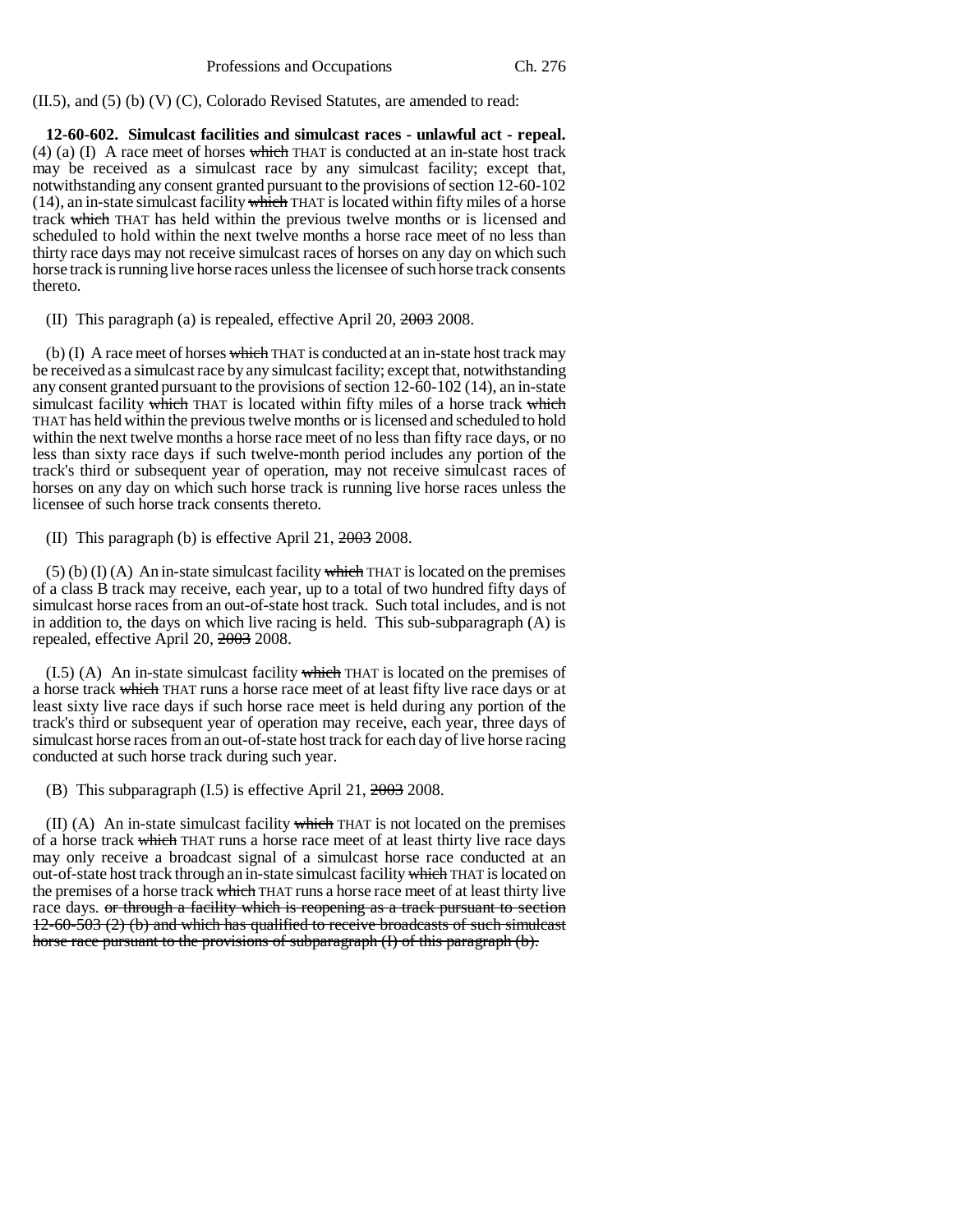(II.5), and (5) (b) (V) (C), Colorado Revised Statutes, are amended to read:

**12-60-602. Simulcast facilities and simulcast races - unlawful act - repeal.** (4) (a) (I) A race meet of horses ~~which~~ THAT is conducted at an in-state host track may be received as a simulcast race by any simulcast facility; except that, notwithstanding any consent granted pursuant to the provisions of section 12-60-102 (14), an in-state simulcast facility ~~which~~ THAT is located within fifty miles of a horse track ~~which~~ THAT has held within the previous twelve months or is licensed and scheduled to hold within the next twelve months a horse race meet of no less than thirty race days may not receive simulcast races of horses on any day on which such horse track is running live horse races unless the licensee of such horse track consents thereto.

(II) This paragraph (a) is repealed, effective April 20, ~~2003~~ 2008.

(b) (I) A race meet of horses ~~which~~ THAT is conducted at an in-state host track may be received as a simulcast race by any simulcast facility; except that, notwithstanding any consent granted pursuant to the provisions of section 12-60-102 (14), an in-state simulcast facility ~~which~~ THAT is located within fifty miles of a horse track ~~which~~ THAT has held within the previous twelve months or is licensed and scheduled to hold within the next twelve months a horse race meet of no less than fifty race days, or no less than sixty race days if such twelve-month period includes any portion of the track's third or subsequent year of operation, may not receive simulcast races of horses on any day on which such horse track is running live horse races unless the licensee of such horse track consents thereto.

(II) This paragraph (b) is effective April 21, ~~2003~~ 2008.

(5) (b) (I) (A) An in-state simulcast facility ~~which~~ THAT is located on the premises of a class B track may receive, each year, up to a total of two hundred fifty days of simulcast horse races from an out-of-state host track. Such total includes, and is not in addition to, the days on which live racing is held. This sub-subparagraph (A) is repealed, effective April 20, ~~2003~~ 2008.

(I.5) (A) An in-state simulcast facility ~~which~~ THAT is located on the premises of a horse track ~~which~~ THAT runs a horse race meet of at least fifty live race days or at least sixty live race days if such horse race meet is held during any portion of the track's third or subsequent year of operation may receive, each year, three days of simulcast horse races from an out-of-state host track for each day of live horse racing conducted at such horse track during such year.

(B) This subparagraph (I.5) is effective April 21, ~~2003~~ 2008.

(II) (A) An in-state simulcast facility ~~which~~ THAT is not located on the premises of a horse track ~~which~~ THAT runs a horse race meet of at least thirty live race days may only receive a broadcast signal of a simulcast horse race conducted at an out-of-state host track through an in-state simulcast facility ~~which~~ THAT is located on the premises of a horse track ~~which~~ THAT runs a horse race meet of at least thirty live race days. ~~or through a facility which is reopening as a track pursuant to section 12-60-503 (2) (b) and which has qualified to receive broadcasts of such simulcast horse race pursuant to the provisions of subparagraph (I) of this paragraph (b).~~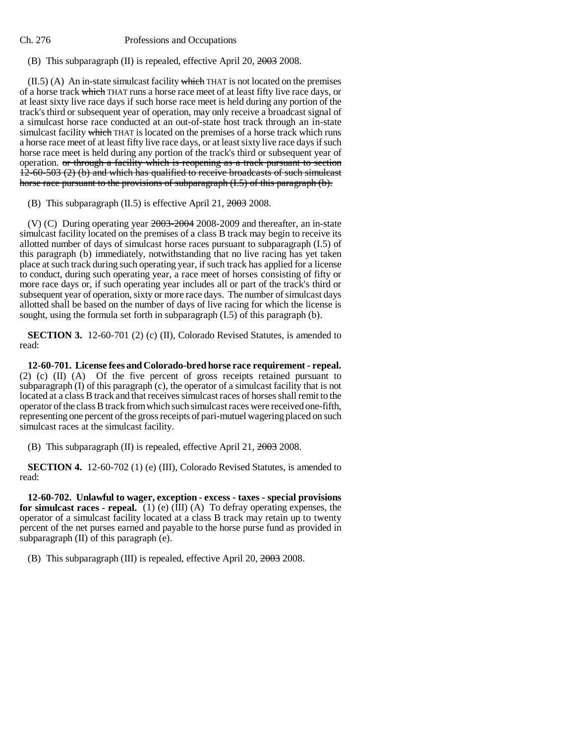(B) This subparagraph (II) is repealed, effective April 20, ~~2003~~ 2008.

(II.5) (A) An in-state simulcast facility ~~which~~ THAT is not located on the premises of a horse track ~~which~~ THAT runs a horse race meet of at least fifty live race days, or at least sixty live race days if such horse race meet is held during any portion of the track's third or subsequent year of operation, may only receive a broadcast signal of a simulcast horse race conducted at an out-of-state host track through an in-state simulcast facility ~~which~~ THAT is located on the premises of a horse track which runs a horse race meet of at least fifty live race days, or at least sixty live race days if such horse race meet is held during any portion of the track's third or subsequent year of operation. ~~or through a facility which is reopening as a track pursuant to section 12-60-503 (2) (b) and which has qualified to receive broadcasts of such simulcast horse race pursuant to the provisions of subparagraph (I.5) of this paragraph (b).~~

(B) This subparagraph (II.5) is effective April 21, ~~2003~~ 2008.

(V) (C) During operating year ~~2003-2004~~ 2008-2009 and thereafter, an in-state simulcast facility located on the premises of a class B track may begin to receive its allotted number of days of simulcast horse races pursuant to subparagraph (I.5) of this paragraph (b) immediately, notwithstanding that no live racing has yet taken place at such track during such operating year, if such track has applied for a license to conduct, during such operating year, a race meet of horses consisting of fifty or more race days or, if such operating year includes all or part of the track's third or subsequent year of operation, sixty or more race days. The number of simulcast days allotted shall be based on the number of days of live racing for which the license is sought, using the formula set forth in subparagraph (I.5) of this paragraph (b).

**SECTION 3.** 12-60-701 (2) (c) (II), Colorado Revised Statutes, is amended to read:

**12-60-701. License fees and Colorado-bred horse race requirement - repeal.** (2) (c) (II) (A) Of the five percent of gross receipts retained pursuant to subparagraph (I) of this paragraph (c), the operator of a simulcast facility that is not located at a class B track and that receives simulcast races of horses shall remit to the operator of the class B track from which such simulcast races were received one-fifth, representing one percent of the gross receipts of pari-mutuel wagering placed on such simulcast races at the simulcast facility.

(B) This subparagraph (II) is repealed, effective April 21, ~~2003~~ 2008.

**SECTION 4.** 12-60-702 (1) (e) (III), Colorado Revised Statutes, is amended to read:

**12-60-702. Unlawful to wager, exception - excess - taxes - special provisions for simulcast races - repeal.** (1) (e) (III) (A) To defray operating expenses, the operator of a simulcast facility located at a class B track may retain up to twenty percent of the net purses earned and payable to the horse purse fund as provided in subparagraph (II) of this paragraph (e).

(B) This subparagraph (III) is repealed, effective April 20, ~~2003~~ 2008.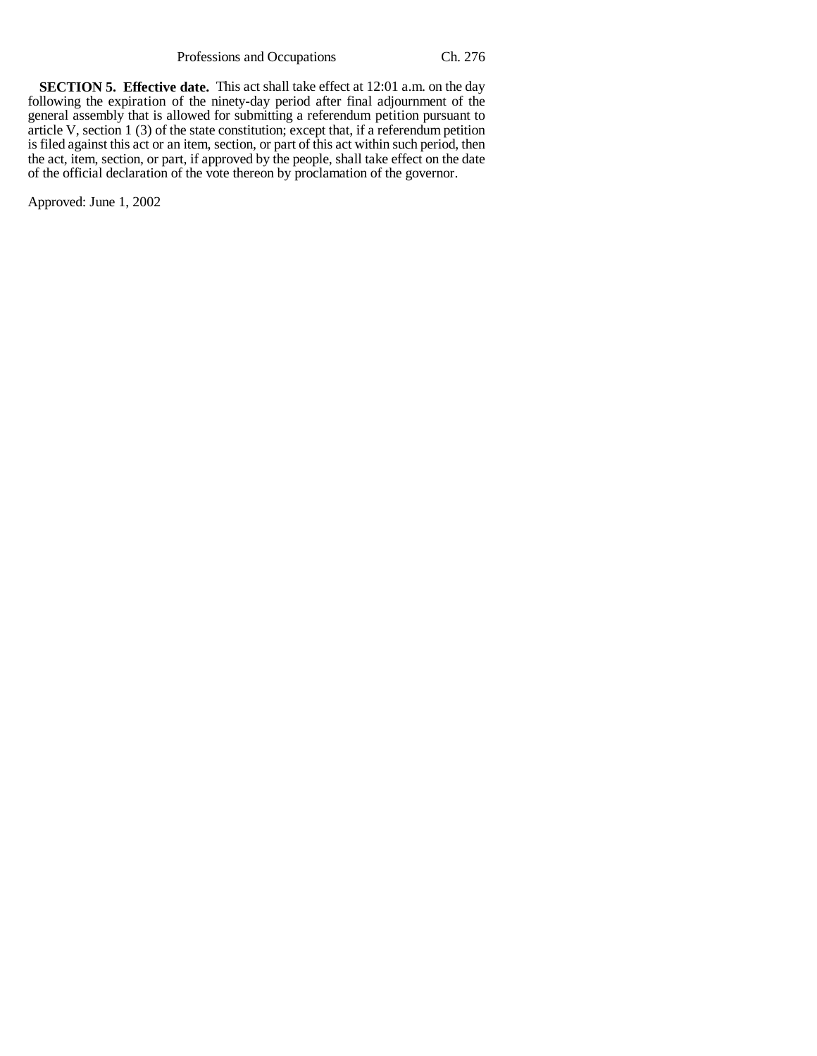**SECTION 5. Effective date.** This act shall take effect at 12:01 a.m. on the day following the expiration of the ninety-day period after final adjournment of the general assembly that is allowed for submitting a referendum petition pursuant to article V, section 1 (3) of the state constitution; except that, if a referendum petition is filed against this act or an item, section, or part of this act within such period, then the act, item, section, or part, if approved by the people, shall take effect on the date of the official declaration of the vote thereon by proclamation of the governor.

Approved: June 1, 2002